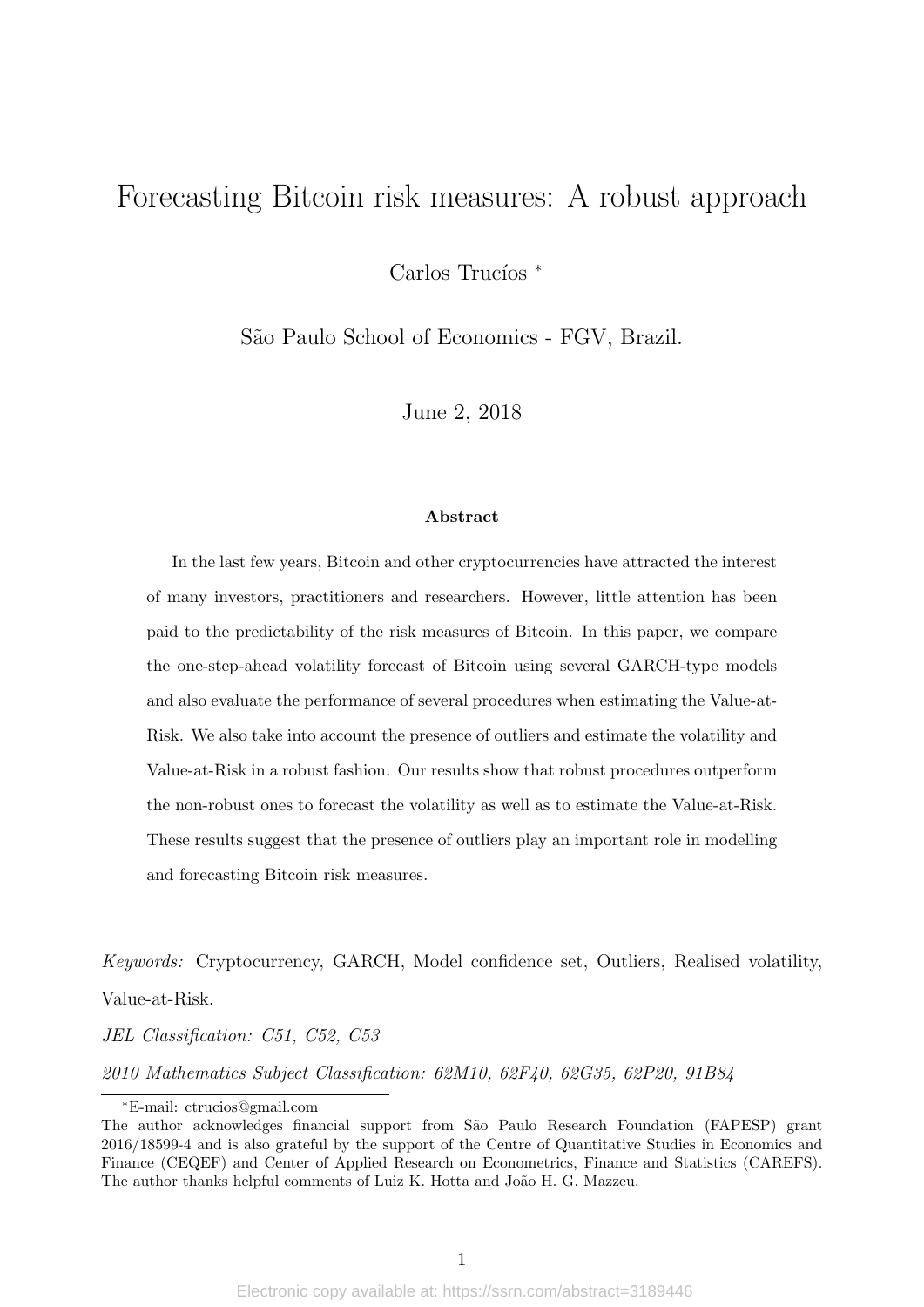# Forecasting Bitcoin risk measures: A robust approach

Carlos Trucíos *

São Paulo School of Economics - FGV, Brazil.

June 2, 2018

### Abstract

In the last few years, Bitcoin and other cryptocurrencies have attracted the interest of many investors, practitioners and researchers. However, little attention has been paid to the predictability of the risk measures of Bitcoin. In this paper, we compare the one-step-ahead volatility forecast of Bitcoin using several GARCH-type models and also evaluate the performance of several procedures when estimating the Value-at-Risk. We also take into account the presence of outliers and estimate the volatility and Value-at-Risk in a robust fashion. Our results show that robust procedures outperform the non-robust ones to forecast the volatility as well as to estimate the Value-at-Risk. These results suggest that the presence of outliers play an important role in modelling and forecasting Bitcoin risk measures.

*Keywords:* Cryptocurrency, GARCH, Model confidence set, Outliers, Realised volatility, Value-at-Risk.

*JEL Classification: C51, C52, C53*

*2010 Mathematics Subject Classification: 62M10, 62F40, 62G35, 62P20, 91B84*

---

*E-mail: ctrucios@gmail.com

The author acknowledges financial support from São Paulo Research Foundation (FAPESP) grant 2016/18599-4 and is also grateful by the support of the Centre of Quantitative Studies in Economics and Finance (CEQEF) and Center of Applied Research on Econometrics, Finance and Statistics (CAREFS). The author thanks helpful comments of Luiz K. Hotta and João H. G. Mazzeu.

Electronic copy available at: https://ssrn.com/abstract=3189446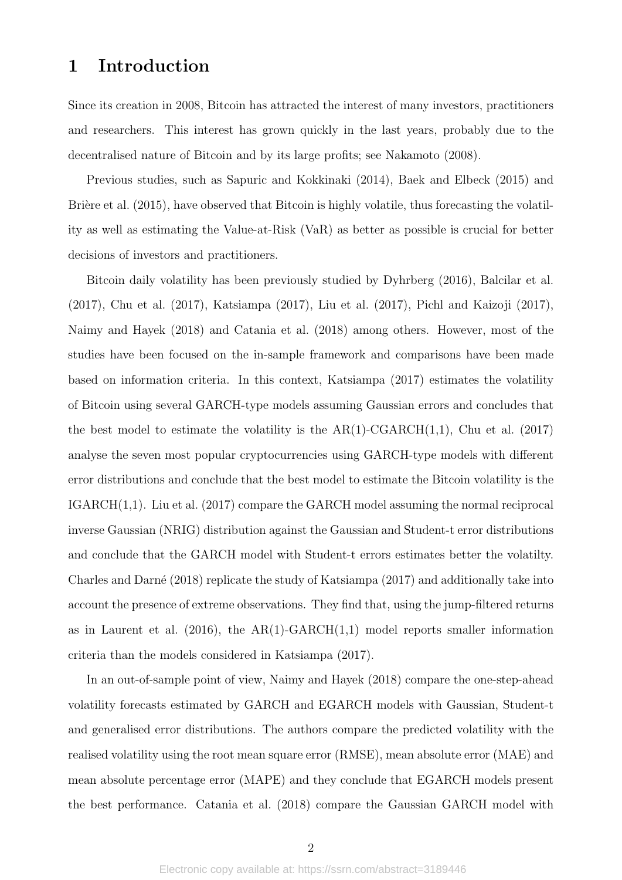# 1 Introduction

Since its creation in 2008, Bitcoin has attracted the interest of many investors, practitioners and researchers. This interest has grown quickly in the last years, probably due to the decentralised nature of Bitcoin and by its large profits; see Nakamoto (2008).

Previous studies, such as Sapuric and Kokkinaki (2014), Baek and Elbeck (2015) and Brière et al. (2015), have observed that Bitcoin is highly volatile, thus forecasting the volatility as well as estimating the Value-at-Risk (VaR) as better as possible is crucial for better decisions of investors and practitioners.

Bitcoin daily volatility has been previously studied by Dyhrberg (2016), Balcilar et al. (2017), Chu et al. (2017), Katsiampa (2017), Liu et al. (2017), Pichl and Kaizoji (2017), Naimy and Hayek (2018) and Catania et al. (2018) among others. However, most of the studies have been focused on the in-sample framework and comparisons have been made based on information criteria. In this context, Katsiampa (2017) estimates the volatility of Bitcoin using several GARCH-type models assuming Gaussian errors and concludes that the best model to estimate the volatility is the AR(1)-CGARCH(1,1), Chu et al. (2017) analyse the seven most popular cryptocurrencies using GARCH-type models with different error distributions and conclude that the best model to estimate the Bitcoin volatility is the IGARCH(1,1). Liu et al. (2017) compare the GARCH model assuming the normal reciprocal inverse Gaussian (NRIG) distribution against the Gaussian and Student-t error distributions and conclude that the GARCH model with Student-t errors estimates better the volatilty. Charles and Darné (2018) replicate the study of Katsiampa (2017) and additionally take into account the presence of extreme observations. They find that, using the jump-filtered returns as in Laurent et al. (2016), the AR(1)-GARCH(1,1) model reports smaller information criteria than the models considered in Katsiampa (2017).

In an out-of-sample point of view, Naimy and Hayek (2018) compare the one-step-ahead volatility forecasts estimated by GARCH and EGARCH models with Gaussian, Student-t and generalised error distributions. The authors compare the predicted volatility with the realised volatility using the root mean square error (RMSE), mean absolute error (MAE) and mean absolute percentage error (MAPE) and they conclude that EGARCH models present the best performance. Catania et al. (2018) compare the Gaussian GARCH model with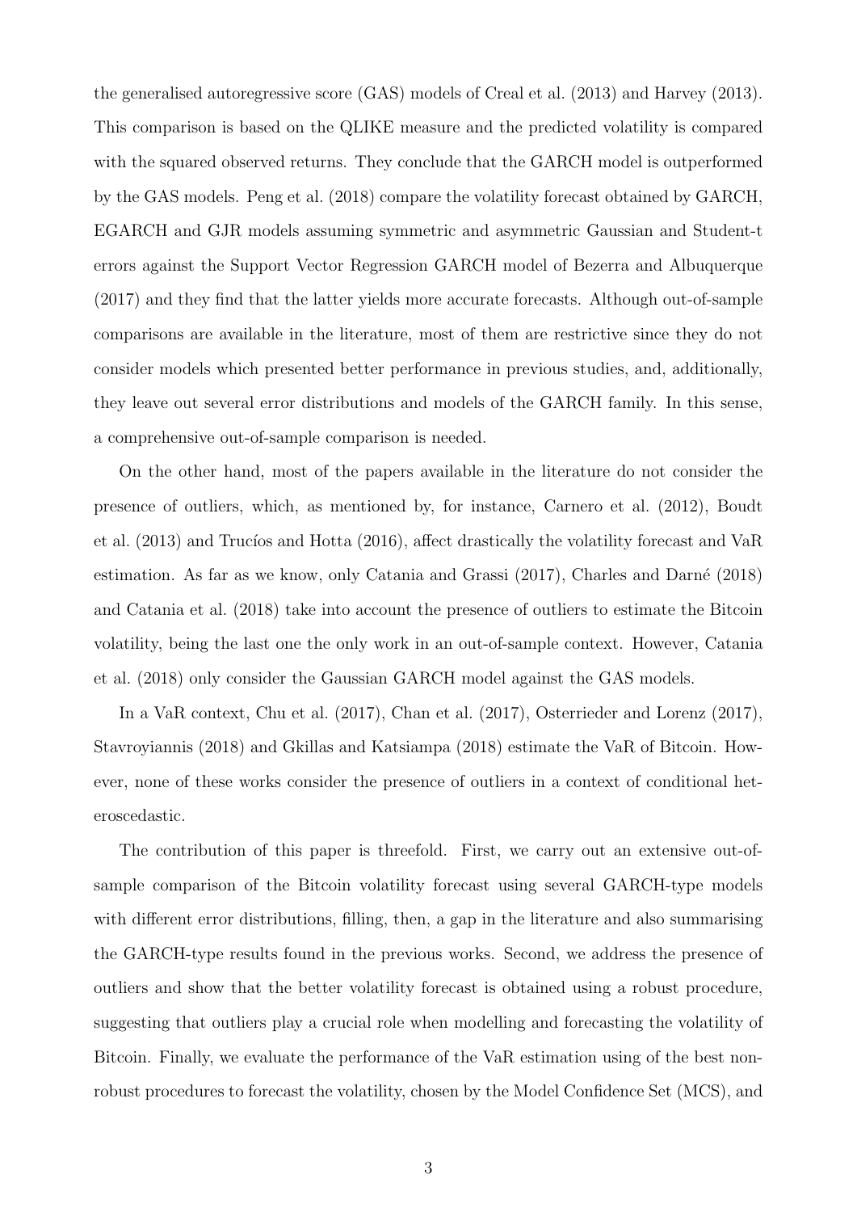the generalised autoregressive score (GAS) models of Creal et al. (2013) and Harvey (2013). This comparison is based on the QLIKE measure and the predicted volatility is compared with the squared observed returns. They conclude that the GARCH model is outperformed by the GAS models. Peng et al. (2018) compare the volatility forecast obtained by GARCH, EGARCH and GJR models assuming symmetric and asymmetric Gaussian and Student-t errors against the Support Vector Regression GARCH model of Bezerra and Albuquerque (2017) and they find that the latter yields more accurate forecasts. Although out-of-sample comparisons are available in the literature, most of them are restrictive since they do not consider models which presented better performance in previous studies, and, additionally, they leave out several error distributions and models of the GARCH family. In this sense, a comprehensive out-of-sample comparison is needed.

On the other hand, most of the papers available in the literature do not consider the presence of outliers, which, as mentioned by, for instance, Carnero et al. (2012), Boudt et al. (2013) and Trucíos and Hotta (2016), affect drastically the volatility forecast and VaR estimation. As far as we know, only Catania and Grassi (2017), Charles and Darné (2018) and Catania et al. (2018) take into account the presence of outliers to estimate the Bitcoin volatility, being the last one the only work in an out-of-sample context. However, Catania et al. (2018) only consider the Gaussian GARCH model against the GAS models.

In a VaR context, Chu et al. (2017), Chan et al. (2017), Osterrieder and Lorenz (2017), Stavroyiannis (2018) and Gkillas and Katsiampa (2018) estimate the VaR of Bitcoin. However, none of these works consider the presence of outliers in a context of conditional heteroscedastic.

The contribution of this paper is threefold. First, we carry out an extensive out-of-sample comparison of the Bitcoin volatility forecast using several GARCH-type models with different error distributions, filling, then, a gap in the literature and also summarising the GARCH-type results found in the previous works. Second, we address the presence of outliers and show that the better volatility forecast is obtained using a robust procedure, suggesting that outliers play a crucial role when modelling and forecasting the volatility of Bitcoin. Finally, we evaluate the performance of the VaR estimation using of the best non-robust procedures to forecast the volatility, chosen by the Model Confidence Set (MCS), and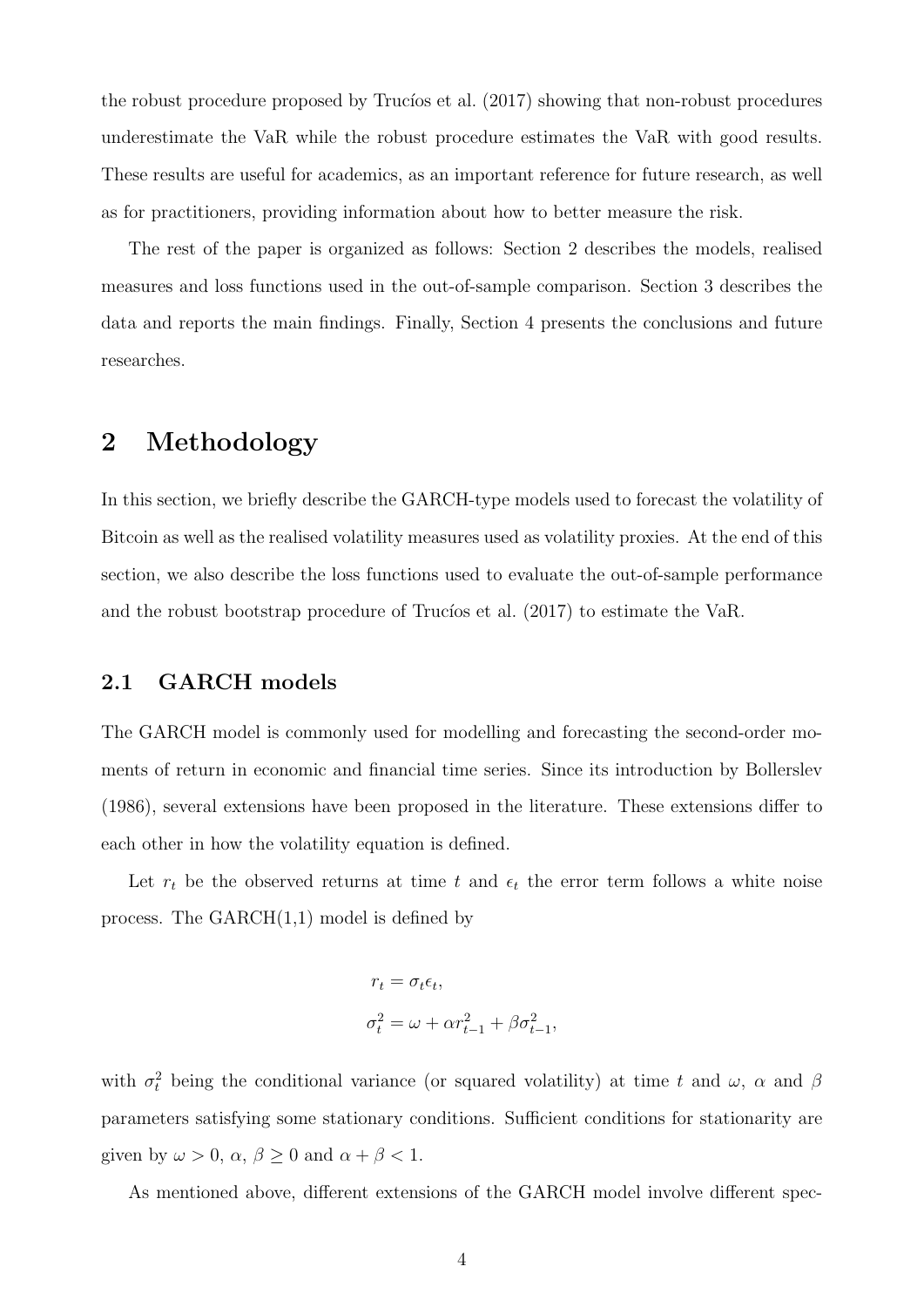the robust procedure proposed by Trucíos et al. (2017) showing that non-robust procedures underestimate the VaR while the robust procedure estimates the VaR with good results. These results are useful for academics, as an important reference for future research, as well as for practitioners, providing information about how to better measure the risk.

The rest of the paper is organized as follows: Section 2 describes the models, realised measures and loss functions used in the out-of-sample comparison. Section 3 describes the data and reports the main findings. Finally, Section 4 presents the conclusions and future researches.

# 2 Methodology

In this section, we briefly describe the GARCH-type models used to forecast the volatility of Bitcoin as well as the realised volatility measures used as volatility proxies. At the end of this section, we also describe the loss functions used to evaluate the out-of-sample performance and the robust bootstrap procedure of Trucíos et al. (2017) to estimate the VaR.

## 2.1 GARCH models

The GARCH model is commonly used for modelling and forecasting the second-order moments of return in economic and financial time series. Since its introduction by Bollerslev (1986), several extensions have been proposed in the literature. These extensions differ to each other in how the volatility equation is defined.

Let $r_t$ be the observed returns at time $t$ and $\epsilon_t$ the error term follows a white noise process. The GARCH(1,1) model is defined by

$$
\begin{aligned}
r_t &= \sigma_t \epsilon_t, \\
\sigma_t^2 &= \omega + \alpha r_{t-1}^2 + \beta \sigma_{t-1}^2,
\end{aligned}
$$

with $\sigma_t^2$ being the conditional variance (or squared volatility) at time $t$ and $\omega$, $\alpha$ and $\beta$ parameters satisfying some stationary conditions. Sufficient conditions for stationarity are given by $\omega > 0$, $\alpha$, $\beta \geq 0$ and $\alpha + \beta < 1$.

As mentioned above, different extensions of the GARCH model involve different spec-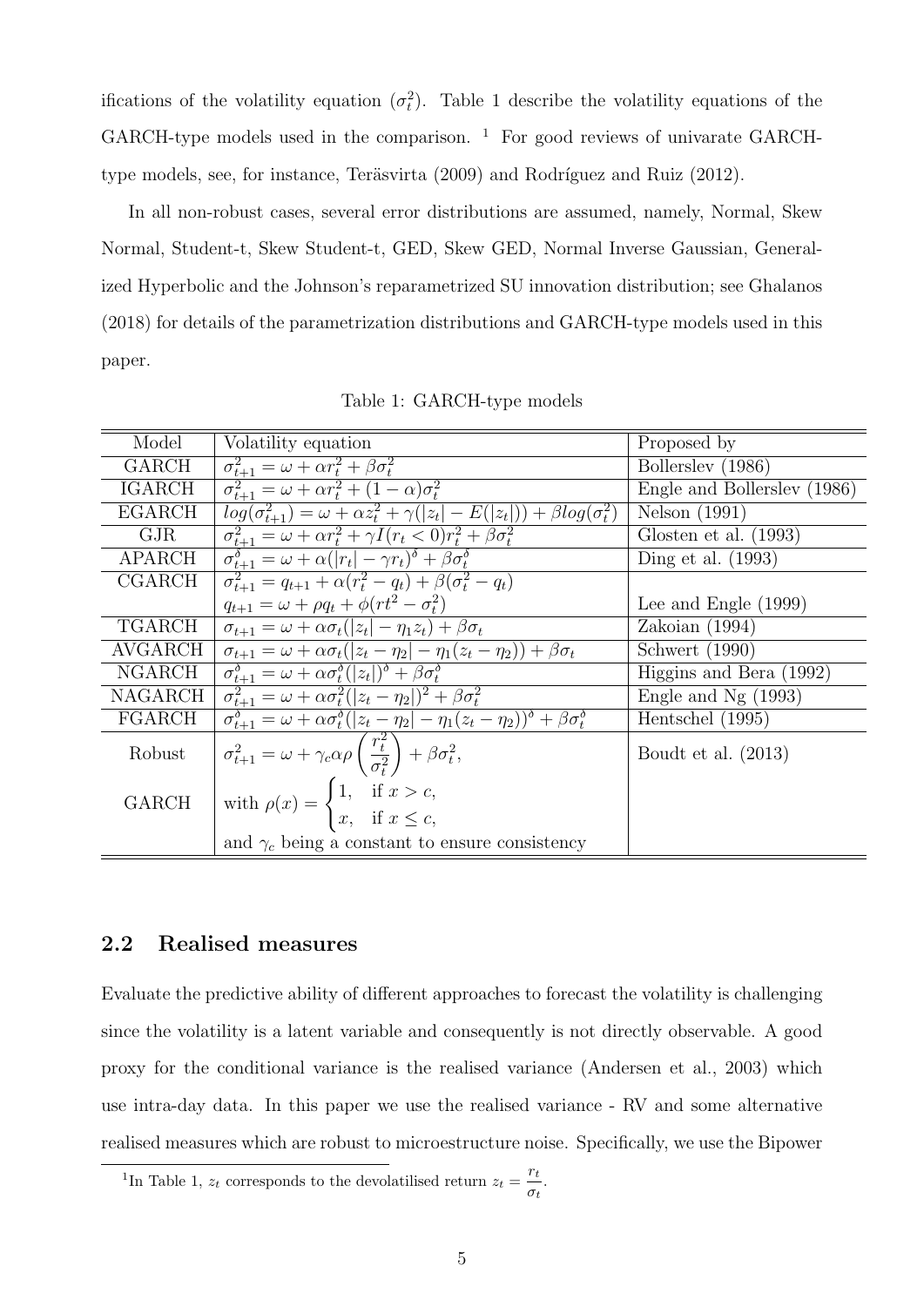ifications of the volatility equation ($\sigma_t^2$). Table 1 describe the volatility equations of the GARCH-type models used in the comparison. [1] For good reviews of univarate GARCH-type models, see, for instance, Teräsvirta (2009) and Rodríguez and Ruiz (2012).

In all non-robust cases, several error distributions are assumed, namely, Normal, Skew Normal, Student-t, Skew Student-t, GED, Skew GED, Normal Inverse Gaussian, Generalized Hyperbolic and the Johnson's reparametrized SU innovation distribution; see Ghalanos (2018) for details of the parametrization distributions and GARCH-type models used in this paper.

Table 1: GARCH-type models

| Model | Volatility equation | Proposed by |
|---|---|---|
| GARCH | $\sigma_{t+1}^2 = \omega + \alpha r_t^2 + \beta\sigma_t^2$ | Bollerslev (1986) |
| IGARCH | $\sigma_{t+1}^2 = \omega + \alpha r_t^2 + (1-\alpha)\sigma_t^2$ | Engle and Bollerslev (1986) |
| EGARCH | $log(\sigma_{t+1}^2) = \omega + \alpha z_t^2 + \gamma(\lvert z_t\rvert - E(\lvert z_t\rvert)) + \beta log(\sigma_t^2)$ | Nelson (1991) |
| GJR | $\sigma_{t+1}^2 = \omega + \alpha r_t^2 + \gamma I(r_t < 0) r_t^2 + \beta\sigma_t^2$ | Glosten et al. (1993) |
| APARCH | $\sigma_{t+1}^\delta = \omega + \alpha(\lvert r_t\rvert - \gamma r_t)^\delta + \beta\sigma_t^\delta$ | Ding et al. (1993) |
| CGARCH | $\sigma_{t+1}^2 = q_{t+1} + \alpha(r_t^2 - q_t) + \beta(\sigma_t^2 - q_t)$ <br> $q_{t+1} = \omega + \rho q_t + \phi(rt^2 - \sigma_t^2)$ | Lee and Engle (1999) |
| TGARCH | $\sigma_{t+1} = \omega + \alpha\sigma_t(\lvert z_t\rvert - \eta_1 z_t) + \beta\sigma_t$ | Zakoian (1994) |
| AVGARCH | $\sigma_{t+1} = \omega + \alpha\sigma_t(\lvert z_t - \eta_2\rvert - \eta_1(z_t - \eta_2)) + \beta\sigma_t$ | Schwert (1990) |
| NGARCH | $\sigma_{t+1}^\delta = \omega + \alpha\sigma_t^\delta(\lvert z_t\rvert)^\delta + \beta\sigma_t^\delta$ | Higgins and Bera (1992) |
| NAGARCH | $\sigma_{t+1}^2 = \omega + \alpha\sigma_t^2(\lvert z_t - \eta_2\rvert)^2 + \beta\sigma_t^2$ | Engle and Ng (1993) |
| FGARCH | $\sigma_{t+1}^\delta = \omega + \alpha\sigma_t^\delta(\lvert z_t - \eta_2\rvert - \eta_1(z_t - \eta_2))^\delta + \beta\sigma_t^\delta$ | Hentschel (1995) |
| Robust GARCH | $\sigma_{t+1}^2 = \omega + \gamma_c\alpha\rho\left(\frac{r_t^2}{\sigma_t^2}\right) + \beta\sigma_t^2,$ <br> with $\rho(x) = \begin{cases} 1, & \text{if } x > c, \\ x, & \text{if } x \leq c, \end{cases}$ <br> and $\gamma_c$ being a constant to ensure consistency | Boudt et al. (2013) |

## 2.2 Realised measures

Evaluate the predictive ability of different approaches to forecast the volatility is challenging since the volatility is a latent variable and consequently is not directly observable. A good proxy for the conditional variance is the realised variance (Andersen et al., 2003) which use intra-day data. In this paper we use the realised variance - RV and some alternative realised measures which are robust to microestructure noise. Specifically, we use the Bipower

[1] In Table 1, $z_t$ corresponds to the devolatilised return $z_t = \frac{r_t}{\sigma_t}$.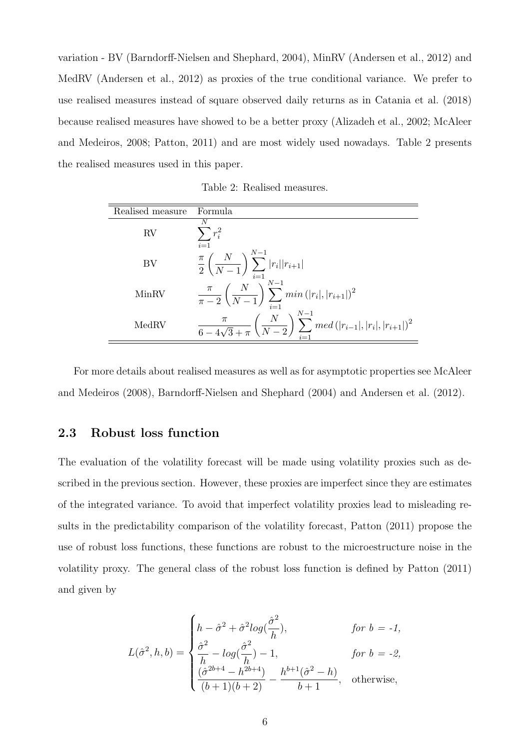variation - BV (Barndorff-Nielsen and Shephard, 2004), MinRV (Andersen et al., 2012) and MedRV (Andersen et al., 2012) as proxies of the true conditional variance. We prefer to use realised measures instead of square observed daily returns as in Catania et al. (2018) because realised measures have showed to be a better proxy (Alizadeh et al., 2002; McAleer and Medeiros, 2008; Patton, 2011) and are most widely used nowadays. Table 2 presents the realised measures used in this paper.

Table 2: Realised measures.

| Realised measure | Formula |
|---|---|
| RV | $\sum_{i=1}^{N} r_i^2$ |
| BV | $\frac{\pi}{2}\left(\frac{N}{N-1}\right)\sum_{i=1}^{N-1}\lvert r_i\rvert\lvert r_{i+1}\rvert$ |
| MinRV | $\frac{\pi}{\pi-2}\left(\frac{N}{N-1}\right)\sum_{i=1}^{N-1} min\left(\lvert r_i\rvert, \lvert r_{i+1}\rvert\right)^2$ |
| MedRV | $\frac{\pi}{6-4\sqrt{3}+\pi}\left(\frac{N}{N-2}\right)\sum_{i=1}^{N-1} med\left(\lvert r_{i-1}\rvert, \lvert r_i\rvert, \lvert r_{i+1}\rvert\right)^2$ |

For more details about realised measures as well as for asymptotic properties see McAleer and Medeiros (2008), Barndorff-Nielsen and Shephard (2004) and Andersen et al. (2012).

## 2.3 Robust loss function

The evaluation of the volatility forecast will be made using volatility proxies such as described in the previous section. However, these proxies are imperfect since they are estimates of the integrated variance. To avoid that imperfect volatility proxies lead to misleading results in the predictability comparison of the volatility forecast, Patton (2011) propose the use of robust loss functions, these functions are robust to the microestructure noise in the volatility proxy. The general class of the robust loss function is defined by Patton (2011) and given by

$$L(\hat{\sigma}^2, h, b) = \begin{cases} h - \hat{\sigma}^2 + \hat{\sigma}^2 log(\dfrac{\hat{\sigma}^2}{h}), & \textit{for } b = \textit{-1}, \\ \dfrac{\hat{\sigma}^2}{h} - log(\dfrac{\hat{\sigma}^2}{h}) - 1, & \textit{for } b = \textit{-2}, \\ \dfrac{(\hat{\sigma}^{2b+4} - h^{2b+4})}{(b+1)(b+2)} - \dfrac{h^{b+1}(\hat{\sigma}^2 - h)}{b+1}, & \text{otherwise}, \end{cases}$$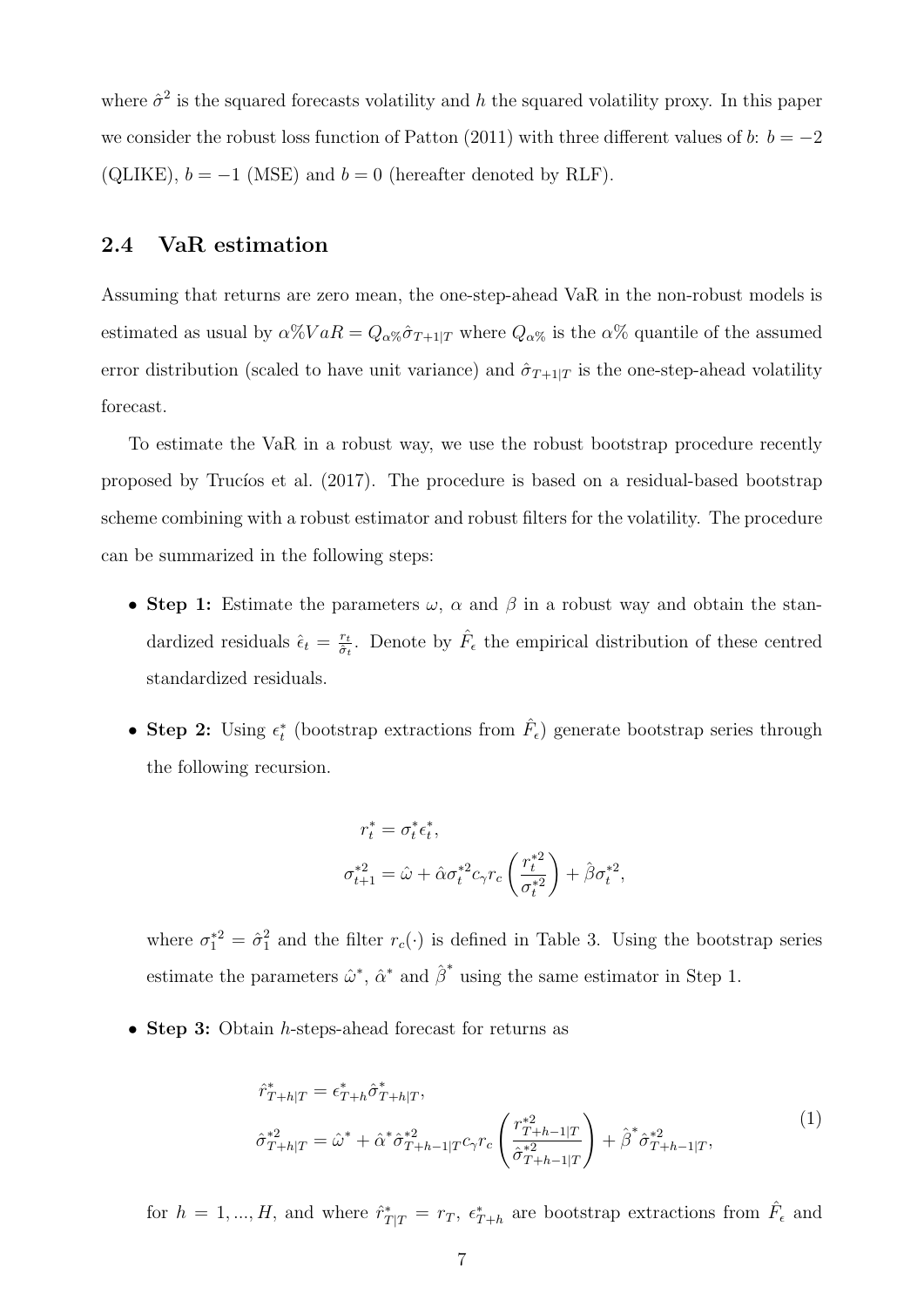where $\hat{\sigma}^2$ is the squared forecasts volatility and $h$ the squared volatility proxy. In this paper we consider the robust loss function of Patton (2011) with three different values of $b$: $b = -2$ (QLIKE), $b = -1$ (MSE) and $b = 0$ (hereafter denoted by RLF).

## 2.4 VaR estimation

Assuming that returns are zero mean, the one-step-ahead VaR in the non-robust models is estimated as usual by $\alpha\% VaR = Q_{\alpha\%}\hat{\sigma}_{T+1|T}$ where $Q_{\alpha\%}$ is the $\alpha\%$ quantile of the assumed error distribution (scaled to have unit variance) and $\hat{\sigma}_{T+1|T}$ is the one-step-ahead volatility forecast.

To estimate the VaR in a robust way, we use the robust bootstrap procedure recently proposed by Trucíos et al. (2017). The procedure is based on a residual-based bootstrap scheme combining with a robust estimator and robust filters for the volatility. The procedure can be summarized in the following steps:

- **Step 1:** Estimate the parameters $\omega$, $\alpha$ and $\beta$ in a robust way and obtain the standardized residuals $\hat{\epsilon}_t = \frac{r_t}{\hat{\sigma}_t}$. Denote by $\hat{F}_\epsilon$ the empirical distribution of these centred standardized residuals.

- **Step 2:** Using $\epsilon_t^*$ (bootstrap extractions from $\hat{F}_\epsilon$) generate bootstrap series through the following recursion.

$$
\begin{aligned}
r_t^* &= \sigma_t^* \epsilon_t^*, \\
\sigma_{t+1}^{*2} &= \hat{\omega} + \hat{\alpha}\sigma_t^{*2} c_\gamma r_c\left(\frac{r_t^{*2}}{\sigma_t^{*2}}\right) + \hat{\beta}\sigma_t^{*2},
\end{aligned}
$$

  where $\sigma_1^{*2} = \hat{\sigma}_1^2$ and the filter $r_c(\cdot)$ is defined in Table 3. Using the bootstrap series estimate the parameters $\hat{\omega}^*$, $\hat{\alpha}^*$ and $\hat{\beta}^*$ using the same estimator in Step 1.

- **Step 3:** Obtain $h$-steps-ahead forecast for returns as

$$
\begin{aligned}
\hat{r}_{T+h|T}^* &= \epsilon_{T+h}^* \hat{\sigma}_{T+h|T}^*, \\
\hat{\sigma}_{T+h|T}^{*2} &= \hat{\omega}^* + \hat{\alpha}^* \hat{\sigma}_{T+h-1|T}^{*2} c_\gamma r_c\left(\frac{r_{T+h-1|T}^{*2}}{\hat{\sigma}_{T+h-1|T}^{*2}}\right) + \hat{\beta}^* \hat{\sigma}_{T+h-1|T}^{*2},
\end{aligned}
\tag{1}
$$

  for $h = 1, ..., H$, and where $\hat{r}_{T|T}^* = r_T$, $\epsilon_{T+h}^*$ are bootstrap extractions from $\hat{F}_\epsilon$ and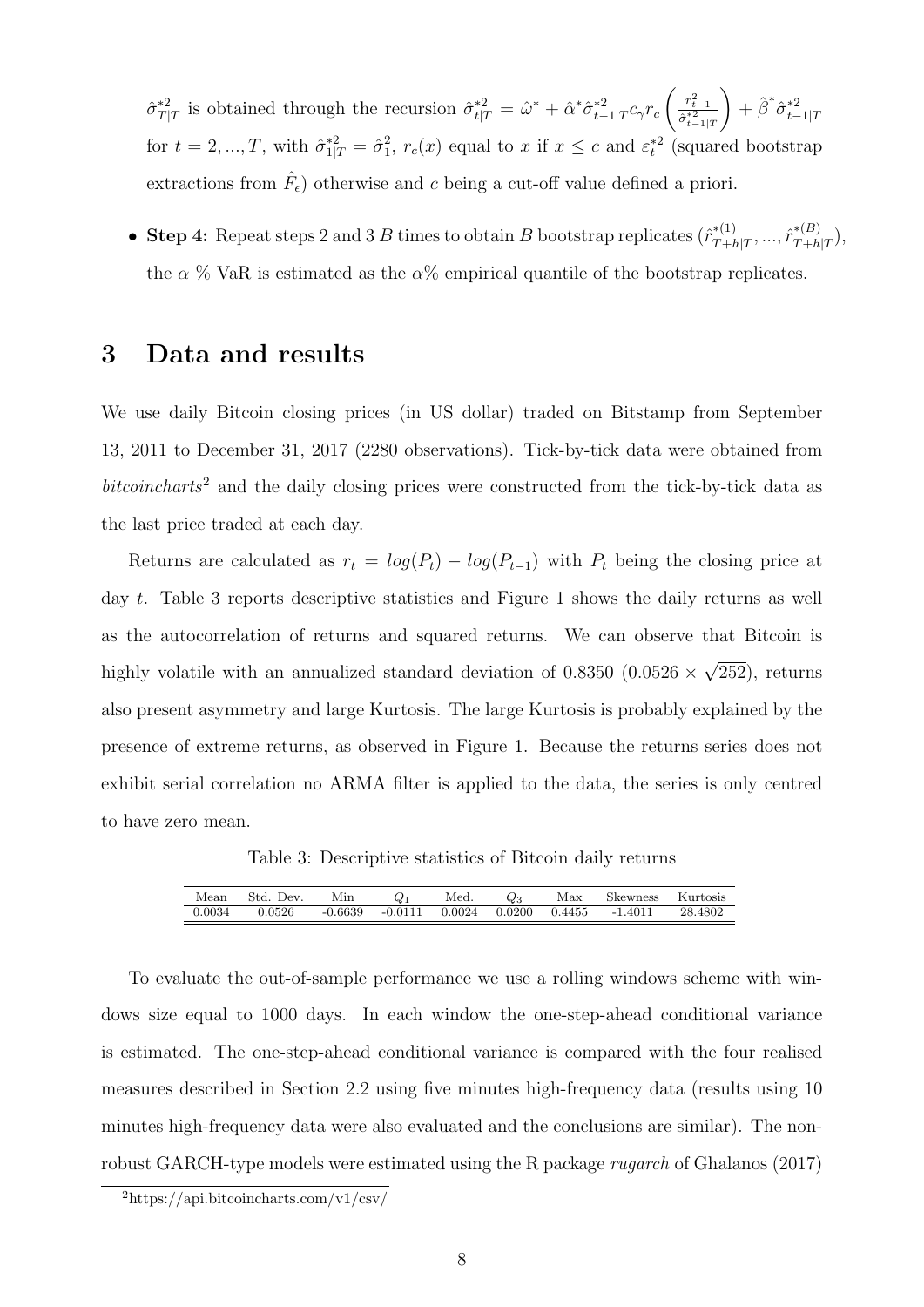$\hat{\sigma}^{*2}_{T|T}$ is obtained through the recursion $\hat{\sigma}^{*2}_{t|T} = \hat{\omega}^{*} + \hat{\alpha}^{*}\hat{\sigma}^{*2}_{t-1|T} c_{\gamma} r_{c}\left(\frac{r^2_{t-1}}{\hat{\sigma}^{*2}_{t-1|T}}\right) + \hat{\beta}^{*}\hat{\sigma}^{*2}_{t-1|T}$ for $t = 2, ..., T$, with $\hat{\sigma}^{*2}_{1|T} = \hat{\sigma}^{2}_{1}$, $r_c(x)$ equal to $x$ if $x \leq c$ and $\varepsilon^{*2}_{t}$ (squared bootstrap extractions from $\hat{F}_{\epsilon}$) otherwise and $c$ being a cut-off value defined a priori.

- **Step 4:** Repeat steps 2 and 3 $B$ times to obtain $B$ bootstrap replicates $(\hat{r}^{*(1)}_{T+h|T}, ..., \hat{r}^{*(B)}_{T+h|T})$, the $\alpha$ % VaR is estimated as the $\alpha$% empirical quantile of the bootstrap replicates.

# 3 Data and results

We use daily Bitcoin closing prices (in US dollar) traded on Bitstamp from September 13, 2011 to December 31, 2017 (2280 observations). Tick-by-tick data were obtained from *bitcoincharts*[2] and the daily closing prices were constructed from the tick-by-tick data as the last price traded at each day.

Returns are calculated as $r_t = log(P_t) - log(P_{t-1})$ with $P_t$ being the closing price at day $t$. Table 3 reports descriptive statistics and Figure 1 shows the daily returns as well as the autocorrelation of returns and squared returns. We can observe that Bitcoin is highly volatile with an annualized standard deviation of 0.8350 ($0.0526 \times \sqrt{252}$), returns also present asymmetry and large Kurtosis. The large Kurtosis is probably explained by the presence of extreme returns, as observed in Figure 1. Because the returns series does not exhibit serial correlation no ARMA filter is applied to the data, the series is only centred to have zero mean.

Table 3: Descriptive statistics of Bitcoin daily returns

| Mean | Std. Dev. | Min | $Q_1$ | Med. | $Q_3$ | Max | Skewness | Kurtosis |
|---|---|---|---|---|---|---|---|---|
| 0.0034 | 0.0526 | -0.6639 | -0.0111 | 0.0024 | 0.0200 | 0.4455 | -1.4011 | 28.4802 |

To evaluate the out-of-sample performance we use a rolling windows scheme with windows size equal to 1000 days. In each window the one-step-ahead conditional variance is estimated. The one-step-ahead conditional variance is compared with the four realised measures described in Section 2.2 using five minutes high-frequency data (results using 10 minutes high-frequency data were also evaluated and the conclusions are similar). The non-robust GARCH-type models were estimated using the R package *rugarch* of Ghalanos (2017)

[2] https://api.bitcoincharts.com/v1/csv/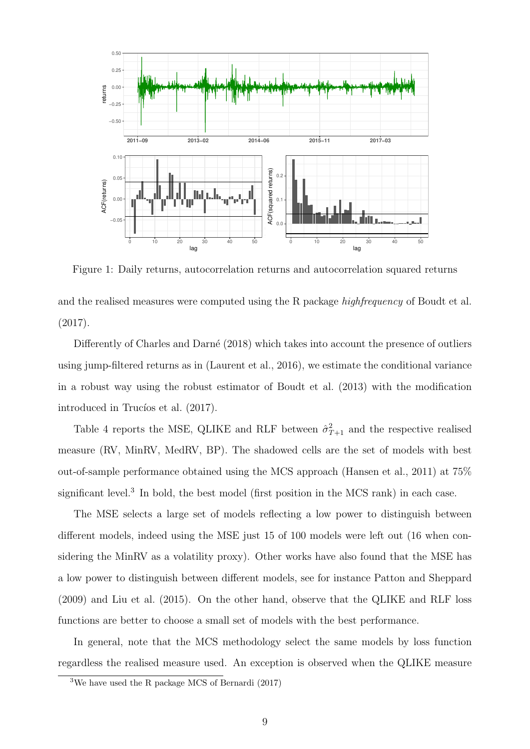Figure 1: Daily returns, autocorrelation returns and autocorrelation squared returns

and the realised measures were computed using the R package *highfrequency* of Boudt et al. (2017).

Differently of Charles and Darné (2018) which takes into account the presence of outliers using jump-filtered returns as in (Laurent et al., 2016), we estimate the conditional variance in a robust way using the robust estimator of Boudt et al. (2013) with the modification introduced in Trucíos et al. (2017).

Table 4 reports the MSE, QLIKE and RLF between $\hat{\sigma}^2_{T+1}$ and the respective realised measure (RV, MinRV, MedRV, BP). The shadowed cells are the set of models with best out-of-sample performance obtained using the MCS approach (Hansen et al., 2011) at 75% significant level.[3] In bold, the best model (first position in the MCS rank) in each case.

The MSE selects a large set of models reflecting a low power to distinguish between different models, indeed using the MSE just 15 of 100 models were left out (16 when considering the MinRV as a volatility proxy). Other works have also found that the MSE has a low power to distinguish between different models, see for instance Patton and Sheppard (2009) and Liu et al. (2015). On the other hand, observe that the QLIKE and RLF loss functions are better to choose a small set of models with the best performance.

In general, note that the MCS methodology select the same models by loss function regardless the realised measure used. An exception is observed when the QLIKE measure

[3] We have used the R package MCS of Bernardi (2017)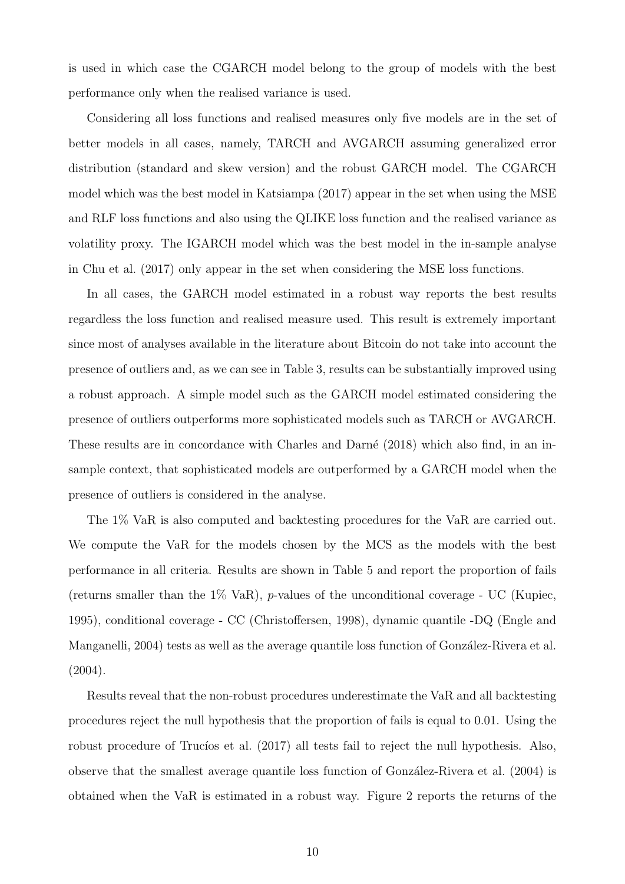is used in which case the CGARCH model belong to the group of models with the best performance only when the realised variance is used.

Considering all loss functions and realised measures only five models are in the set of better models in all cases, namely, TARCH and AVGARCH assuming generalized error distribution (standard and skew version) and the robust GARCH model. The CGARCH model which was the best model in Katsiampa (2017) appear in the set when using the MSE and RLF loss functions and also using the QLIKE loss function and the realised variance as volatility proxy. The IGARCH model which was the best model in the in-sample analyse in Chu et al. (2017) only appear in the set when considering the MSE loss functions.

In all cases, the GARCH model estimated in a robust way reports the best results regardless the loss function and realised measure used. This result is extremely important since most of analyses available in the literature about Bitcoin do not take into account the presence of outliers and, as we can see in Table 3, results can be substantially improved using a robust approach. A simple model such as the GARCH model estimated considering the presence of outliers outperforms more sophisticated models such as TARCH or AVGARCH. These results are in concordance with Charles and Darné (2018) which also find, in an in-sample context, that sophisticated models are outperformed by a GARCH model when the presence of outliers is considered in the analyse.

The 1% VaR is also computed and backtesting procedures for the VaR are carried out. We compute the VaR for the models chosen by the MCS as the models with the best performance in all criteria. Results are shown in Table 5 and report the proportion of fails (returns smaller than the 1% VaR), $p$-values of the unconditional coverage - UC (Kupiec, 1995), conditional coverage - CC (Christoffersen, 1998), dynamic quantile -DQ (Engle and Manganelli, 2004) tests as well as the average quantile loss function of González-Rivera et al. (2004).

Results reveal that the non-robust procedures underestimate the VaR and all backtesting procedures reject the null hypothesis that the proportion of fails is equal to 0.01. Using the robust procedure of Trucíos et al. (2017) all tests fail to reject the null hypothesis. Also, observe that the smallest average quantile loss function of González-Rivera et al. (2004) is obtained when the VaR is estimated in a robust way. Figure 2 reports the returns of the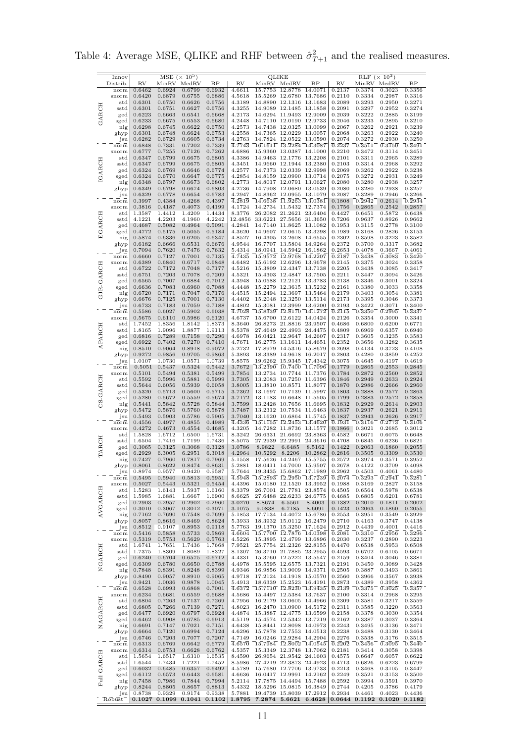Table 4: Average MSE, QLIKE and RHF between $\hat{\sigma}^2_{T+1}$ and the realised measures.

| | Innov Distrib. | MSE ($\times 10^5$) RV | MinRV | MedRV | BP | QLIKE RV | MinRV | MedRV | BP | RLF ($\times 10^3$) RV | MinRV | MedRV | BP |
|---|---|---|---|---|---|---|---|---|---|---|---|---|---|
| GARCH | norm | 0.6462 | 0.6924 | 0.6799 | 0.6932 | 4.6611 | 15.7753 | 12.8778 | 14.0071 | 0.2137 | 0.3374 | 0.3023 | 0.3356 |
| | snorm | 0.6420 | 0.6879 | 0.6755 | 0.6886 | 4.5618 | 15.5269 | 12.6780 | 13.7686 | 0.2110 | 0.3334 | 0.2987 | 0.3316 |
| | std | 0.6301 | 0.6750 | 0.6626 | 0.6756 | 4.3189 | 14.8890 | 12.1316 | 13.1683 | 0.2089 | 0.3293 | 0.2950 | 0.3271 |
| | sstd | 0.6301 | 0.6751 | 0.6627 | 0.6756 | 4.3255 | 14.9089 | 12.1485 | 13.1858 | 0.2091 | 0.3297 | 0.2952 | 0.3274 |
| | ged | 0.6223 | 0.6663 | 0.6541 | 0.6668 | 4.2173 | 14.6294 | 11.9493 | 12.9009 | 0.2039 | 0.3222 | 0.2885 | 0.3199 |
| | sged | 0.6233 | 0.6675 | 0.6553 | 0.6680 | 4.2448 | 14.7110 | 12.0190 | 12.9733 | 0.2046 | 0.3233 | 0.2895 | 0.3210 |
| | nig | 0.6298 | 0.6745 | 0.6622 | 0.6750 | 4.2573 | 14.7438 | 12.0325 | 13.0099 | 0.2067 | 0.3262 | 0.2921 | 0.3239 |
| | ghyp | 0.6301 | 0.6748 | 0.6624 | 0.6753 | 4.2558 | 14.7365 | 12.0229 | 13.0057 | 0.2068 | 0.3263 | 0.2922 | 0.3240 |
| | jsu | 0.6282 | 0.6729 | 0.6605 | 0.6734 | 4.2763 | 14.7824 | 12.0522 | 13.0590 | 0.2074 | 0.3272 | 0.2930 | 0.3250 |
| IGARCH | norm | 0.6848 | 0.7331 | 0.7202 | 0.7339 | 4.7743 | 16.1611 | 13.2284 | 14.3087 | 0.2237 | 0.3511 | 0.3150 | 0.3491 |
| | snorm | 0.6777 | 0.7255 | 0.7126 | 0.7262 | 4.6886 | 15.9360 | 13.0387 | 14.1000 | 0.2210 | 0.3472 | 0.3114 | 0.3451 |
| | std | 0.6347 | 0.6799 | 0.6675 | 0.6805 | 4.3386 | 14.9463 | 12.1776 | 13.2208 | 0.2101 | 0.3311 | 0.2965 | 0.3289 |
| | sstd | 0.6347 | 0.6799 | 0.6675 | 0.6805 | 4.3451 | 14.9660 | 12.1944 | 13.2380 | 0.2103 | 0.3314 | 0.2968 | 0.3292 |
| | ged | 0.6324 | 0.6769 | 0.6646 | 0.6774 | 4.2577 | 14.7373 | 12.0339 | 12.9998 | 0.2069 | 0.3262 | 0.2922 | 0.3238 |
| | sged | 0.6324 | 0.6770 | 0.6647 | 0.6775 | 4.2854 | 14.8159 | 12.0990 | 13.0714 | 0.2075 | 0.3272 | 0.2931 | 0.3249 |
| | nig | 0.6348 | 0.6797 | 0.6673 | 0.6802 | 4.2773 | 14.8017 | 12.0791 | 13.0627 | 0.2080 | 0.3280 | 0.2938 | 0.3257 |
| | ghyp | 0.6349 | 0.6798 | 0.6674 | 0.6803 | 4.2736 | 14.7908 | 12.0680 | 13.0539 | 0.2080 | 0.3280 | 0.2938 | 0.3257 |
| | jsu | 0.6329 | 0.6778 | 0.6654 | 0.6783 | 4.2947 | 14.8362 | 12.0955 | 13.1079 | 0.2087 | 0.3289 | 0.2946 | 0.3266 |
| EGARCH | norm | 0.3997 | 0.4384 | 0.4268 | 0.4397 | 4.2819 | 14.6638 | 11.9263 | 13.0381 | 0.1808 | 0.2942 | 0.2614 | 0.2934 |
| | snorm | 0.3816 | 0.4187 | 0.4073 | 0.4199 | 4.1724 | 14.2734 | 11.5432 | 12.7374 | 0.1756 | 0.2865 | 0.2542 | 0.2857 |
| | std | 1.3587 | 1.4412 | 1.4209 | 1.4434 | 8.3776 | 26.2082 | 21.2621 | 23.6404 | 0.4427 | 0.6451 | 0.5872 | 0.6438 |
| | sstd | 4.1221 | 4.2203 | 4.1960 | 4.2242 | 12.4856 | 33.6221 | 27.5656 | 31.3650 | 0.7206 | 0.9637 | 0.8926 | 0.9662 |
| | ged | 0.4687 | 0.5082 | 0.4964 | 0.5091 | 4.2841 | 14.7140 | 11.8625 | 13.1082 | 0.1953 | 0.3115 | 0.2778 | 0.3100 |
| | sged | 0.4772 | 0.5175 | 0.5055 | 0.5184 | 4.3620 | 14.9607 | 12.0615 | 13.3298 | 0.1989 | 0.3168 | 0.2826 | 0.3153 |
| | nig | 0.5874 | 0.6336 | 0.6205 | 0.6347 | 4.8527 | 16.4305 | 13.2608 | 14.6555 | 0.2302 | 0.3598 | 0.3223 | 0.3582 |
| | ghyp | 0.6182 | 0.6666 | 0.6531 | 0.6676 | 4.9544 | 16.7707 | 13.5804 | 14.9264 | 0.2372 | 0.3700 | 0.3317 | 0.3682 |
| | jsu | 0.7094 | 0.7620 | 0.7476 | 0.7632 | 5.4314 | 18.0941 | 14.5942 | 16.1862 | 0.2653 | 0.4078 | 0.3667 | 0.4061 |
| GJR-GARCH | norm | 0.6660 | 0.7127 | 0.7001 | 0.7135 | 4.7435 | 15.9572 | 12.9768 | 14.2207 | 0.2187 | 0.3438 | 0.3083 | 0.3420 |
| | snorm | 0.6389 | 0.6840 | 0.6717 | 0.6848 | 4.6482 | 15.6192 | 12.6296 | 13.9678 | 0.2145 | 0.3375 | 0.3024 | 0.3358 |
| | std | 0.6722 | 0.7172 | 0.7048 | 0.7177 | 4.5216 | 15.3809 | 12.4347 | 13.7138 | 0.2205 | 0.3438 | 0.3085 | 0.3417 |
| | sstd | 0.6751 | 0.7203 | 0.7078 | 0.7209 | 4.5321 | 15.4303 | 12.4847 | 13.7505 | 0.2211 | 0.3447 | 0.3094 | 0.3426 |
| | ged | 0.6565 | 0.7007 | 0.6884 | 0.7012 | 4.3948 | 15.0588 | 12.2121 | 13.3783 | 0.2138 | 0.3346 | 0.3001 | 0.3324 |
| | sged | 0.6636 | 0.7083 | 0.6960 | 0.7088 | 4.4448 | 15.2279 | 12.3615 | 13.5232 | 0.2161 | 0.3380 | 0.3033 | 0.3358 |
| | nig | 0.6720 | 0.7171 | 0.7047 | 0.7176 | 4.4515 | 15.2494 | 12.3697 | 13.5464 | 0.2179 | 0.3403 | 0.3054 | 0.3381 |
| | ghyp | 0.6676 | 0.7125 | 0.7001 | 0.7130 | 4.4402 | 15.2048 | 12.3250 | 13.5114 | 0.2173 | 0.3395 | 0.3046 | 0.3373 |
| | jsu | 0.6733 | 0.7183 | 0.7059 | 0.7188 | 4.4802 | 15.3081 | 12.3999 | 13.6200 | 0.2193 | 0.3422 | 0.3071 | 0.3400 |
| APARCH | norm | 0.5586 | 0.6027 | 0.5902 | 0.6038 | 4.7028 | 15.8339 | 12.8170 | 14.1272 | 0.2115 | 0.3350 | 0.2995 | 0.3337 |
| | snorm | 0.5675 | 0.6110 | 0.5986 | 0.6120 | 4.6737 | 15.6700 | 12.6122 | 14.0024 | 0.2126 | 0.3354 | 0.3000 | 0.3341 |
| | std | 1.7452 | 1.8356 | 1.8142 | 1.8373 | 8.3640 | 26.8273 | 21.8816 | 23.9507 | 0.4686 | 0.6800 | 0.6200 | 0.6771 |
| | sstd | 1.8165 | 1.9096 | 1.8877 | 1.9113 | 8.5378 | 27.4649 | 22.4993 | 24.4475 | 0.4809 | 0.6969 | 0.6357 | 0.6940 |
| | ged | 0.6816 | 0.7289 | 0.7158 | 0.7296 | 4.6978 | 16.0421 | 12.9647 | 14.2607 | 0.2317 | 0.3605 | 0.3235 | 0.3583 |
| | sged | 0.6922 | 0.7402 | 0.7270 | 0.7410 | 4.7671 | 16.2775 | 13.1611 | 14.4651 | 0.2352 | 0.3656 | 0.3282 | 0.3635 |
| | nig | 0.8510 | 0.9064 | 0.8918 | 0.9072 | 5.2732 | 17.8979 | 14.5316 | 15.8679 | 0.2698 | 0.4134 | 0.3723 | 0.4108 |
| | ghyp | 0.9272 | 0.9856 | 0.9705 | 0.9863 | 5.3893 | 18.3389 | 14.9618 | 16.2017 | 0.2803 | 0.4280 | 0.3859 | 0.4252 |
| | jsu | 1.0107 | 1.0730 | 1.0571 | 1.0739 | 5.8575 | 19.6262 | 15.9345 | 17.4342 | 0.3075 | 0.4645 | 0.4197 | 0.4619 |
| CS-GARCH | norm | 0.5051 | 0.5437 | 0.5324 | 0.5442 | 3.7672 | 13.2590 | 10.7400 | 11.7696 | 0.1779 | 0.2865 | 0.2553 | 0.2845 |
| | snorm | 0.5101 | 0.5494 | 0.5381 | 0.5499 | 3.7854 | 13.2734 | 10.7744 | 11.7376 | 0.1784 | 0.2872 | 0.2560 | 0.2852 |
| | std | 0.5592 | 0.5996 | 0.5881 | 0.5999 | 3.7305 | 13.2083 | 10.7250 | 11.6396 | 0.1846 | 0.2949 | 0.2633 | 0.2924 |
| | sstd | 0.5644 | 0.6056 | 0.5939 | 0.6058 | 3.8005 | 13.3810 | 10.8571 | 11.8077 | 0.1870 | 0.2986 | 0.2666 | 0.2960 |
| | ged | 0.5320 | 0.5713 | 0.5600 | 0.5715 | 3.7362 | 13.1697 | 10.7139 | 11.5997 | 0.1803 | 0.2888 | 0.2577 | 0.2863 |
| | sged | 0.5280 | 0.5672 | 0.5559 | 0.5674 | 3.7172 | 13.1183 | 10.6648 | 11.5505 | 0.1799 | 0.2883 | 0.2572 | 0.2858 |
| | nig | 0.5441 | 0.5842 | 0.5728 | 0.5844 | 3.7599 | 13.2428 | 10.7656 | 11.6695 | 0.1832 | 0.2929 | 0.2614 | 0.2903 |
| | ghyp | 0.5472 | 0.5876 | 0.5760 | 0.5878 | 3.7487 | 13.2312 | 10.7534 | 11.6463 | 0.1837 | 0.2937 | 0.2621 | 0.2911 |
| | jsu | 0.5493 | 0.5903 | 0.5786 | 0.5905 | 3.7040 | 13.1620 | 10.6864 | 11.5745 | 0.1837 | 0.2943 | 0.2626 | 0.2917 |
| TARCH | norm | 0.4556 | 0.4977 | 0.4855 | 0.4989 | 4.4336 | 15.1155 | 12.2483 | 13.4620 | 0.1931 | 0.3116 | 0.2773 | 0.3106 |
| | snorm | 0.4272 | 0.4673 | 0.4554 | 0.4685 | 4.3205 | 14.7282 | 11.8736 | 13.1577 | 0.1866 | 0.3021 | 0.2685 | 0.3012 |
| | std | 1.5828 | 1.6712 | 1.6500 | 1.6731 | 8.3242 | 26.6331 | 21.6692 | 23.8363 | 0.4582 | 0.6671 | 0.6075 | 0.6648 |
| | sstd | 1.6504 | 1.7416 | 1.7199 | 1.7436 | 8.5075 | 27.2939 | 22.2991 | 24.3616 | 0.4708 | 0.6845 | 0.6236 | 0.6821 |
| | ged | 0.3065 | 0.3125 | 0.3068 | 0.3128 | 3.0786 | 8.9822 | 6.6485 | 8.5162 | 0.1422 | 0.2063 | 0.1860 | 0.2055 |
| | sged | 6.2929 | 6.3005 | 6.2951 | 6.3018 | 4.2964 | 10.5292 | 8.2206 | 10.2862 | 0.2816 | 0.3505 | 0.3309 | 0.3530 |
| | nig | 0.7427 | 0.7960 | 0.7817 | 0.7969 | 5.1558 | 17.5626 | 14.2467 | 15.5755 | 0.2572 | 0.3974 | 0.3571 | 0.3952 |
| | ghyp | 0.8061 | 0.8622 | 0.8474 | 0.8631 | 5.2881 | 18.0411 | 14.7000 | 15.9507 | 0.2678 | 0.4122 | 0.3709 | 0.4098 |
| | jsu | 0.8974 | 0.9577 | 0.9420 | 0.9587 | 5.7644 | 19.3435 | 15.6862 | 17.1989 | 0.2962 | 0.4503 | 0.4061 | 0.4480 |
| AVGARCH | norm | 0.5495 | 0.5940 | 0.5813 | 0.5951 | 4.5948 | 15.2893 | 12.2950 | 13.7239 | 0.2074 | 0.3293 | 0.2941 | 0.3281 |
| | snorm | 0.5027 | 0.5443 | 0.5321 | 0.5454 | 4.4396 | 15.0180 | 12.1520 | 13.3952 | 0.1988 | 0.3169 | 0.2827 | 0.3158 |
| | std | 1.5283 | 1.6143 | 1.5937 | 1.6160 | 8.3379 | 26.7001 | 21.7781 | 23.8574 | 0.4505 | 0.6564 | 0.5978 | 0.6538 |
| | sstd | 1.5985 | 1.6881 | 1.6667 | 1.6900 | 8.6625 | 27.6488 | 22.6233 | 24.6775 | 0.4685 | 0.6805 | 0.6201 | 0.6781 |
| | ged | 0.2903 | 0.2957 | 0.2902 | 0.2960 | 3.0270 | 8.8674 | 6.5561 | 8.4003 | 0.1382 | 0.2010 | 0.1811 | 0.2002 |
| | sged | 0.3010 | 0.3067 | 0.3012 | 0.3071 | 3.1075 | 9.0838 | 6.7185 | 8.6091 | 0.1423 | 0.2063 | 0.1860 | 0.2055 |
| | nig | 0.7162 | 0.7690 | 0.7548 | 0.7699 | 5.1853 | 17.7134 | 14.4072 | 15.6786 | 0.2553 | 0.3951 | 0.3549 | 0.3929 |
| | ghyp | 0.8057 | 0.8616 | 0.8469 | 0.8624 | 5.3933 | 18.3932 | 15.0112 | 16.2479 | 0.2710 | 0.4163 | 0.3747 | 0.4138 |
| | jsu | 0.8512 | 0.9107 | 0.8953 | 0.9118 | 5.7763 | 19.1370 | 15.3250 | 17.1624 | 0.2912 | 0.4439 | 0.4001 | 0.4416 |
| NGARCH | norm | 0.5416 | 0.5858 | 0.5733 | 0.5869 | 4.6604 | 15.7700 | 12.7576 | 14.0398 | 0.2081 | 0.3310 | 0.2956 | 0.3296 |
| | snorm | 0.5319 | 0.5753 | 0.5629 | 0.5763 | 4.5226 | 15.3895 | 12.4799 | 13.6896 | 0.2030 | 0.3237 | 0.2890 | 0.3223 |
| | std | 1.6741 | 1.7651 | 1.7436 | 1.7668 | 7.9521 | 25.7754 | 21.2326 | 22.8155 | 0.4470 | 0.6538 | 0.5953 | 0.6508 |
| | sstd | 1.7375 | 1.8309 | 1.8089 | 1.8327 | 8.1307 | 26.3710 | 21.7885 | 23.2955 | 0.4593 | 0.6702 | 0.6105 | 0.6671 |
| | ged | 0.6240 | 0.6704 | 0.6575 | 0.6712 | 4.4331 | 15.3760 | 12.5222 | 13.5547 | 0.2159 | 0.3404 | 0.3046 | 0.3381 |
| | sged | 0.6309 | 0.6780 | 0.6650 | 0.6788 | 4.4978 | 15.5595 | 12.6575 | 13.7321 | 0.2191 | 0.3450 | 0.3089 | 0.3428 |
| | nig | 0.7848 | 0.8391 | 0.8248 | 0.8399 | 4.9346 | 16.9856 | 13.9009 | 14.9371 | 0.2505 | 0.3887 | 0.3493 | 0.3861 |
| | ghyp | 0.8490 | 0.9057 | 0.8910 | 0.9065 | 4.9718 | 17.2124 | 14.1918 | 15.0570 | 0.2560 | 0.3966 | 0.3567 | 0.3938 |
| | jsu | 0.9421 | 1.0036 | 0.9878 | 1.0045 | 5.4913 | 18.6339 | 15.2523 | 16.4191 | 0.2873 | 0.4389 | 0.3958 | 0.4362 |
| NAGARCH | norm | 0.6528 | 0.6993 | 0.6868 | 0.7001 | 4.6373 | 15.7110 | 12.8230 | 13.9435 | 0.2139 | 0.3375 | 0.3025 | 0.3357 |
| | snorm | 0.6234 | 0.6681 | 0.6559 | 0.6688 | 4.5686 | 15.4497 | 12.5384 | 13.7637 | 0.2100 | 0.3314 | 0.2968 | 0.3295 |
| | std | 0.6804 | 0.7263 | 0.7137 | 0.7269 | 4.7956 | 16.2179 | 13.0605 | 14.4966 | 0.2309 | 0.3581 | 0.3217 | 0.3559 |
| | sstd | 0.6805 | 0.7266 | 0.7139 | 0.7271 | 4.8023 | 16.2470 | 13.0900 | 14.5172 | 0.2311 | 0.3585 | 0.3220 | 0.3563 |
| | ged | 0.6477 | 0.6920 | 0.6797 | 0.6924 | 4.4874 | 15.3887 | 12.4775 | 13.6599 | 0.2158 | 0.3378 | 0.3030 | 0.3354 |
| | sged | 0.6462 | 0.6908 | 0.6785 | 0.6913 | 4.5119 | 15.4574 | 12.5342 | 13.7219 | 0.2162 | 0.3387 | 0.3037 | 0.3364 |
| | nig | 0.6691 | 0.7147 | 0.7021 | 0.7151 | 4.6438 | 15.8441 | 12.8098 | 14.0973 | 0.2243 | 0.3495 | 0.3136 | 0.3471 |
| | ghyp | 0.6664 | 0.7120 | 0.6994 | 0.7124 | 4.6296 | 15.7878 | 12.7553 | 14.0513 | 0.2238 | 0.3488 | 0.3130 | 0.3464 |
| | jsu | 0.6746 | 0.7203 | 0.7077 | 0.7207 | 4.7149 | 16.0246 | 12.9284 | 14.2904 | 0.2276 | 0.3538 | 0.3176 | 0.3515 |
| Full GARCH | norm | 0.6313 | 0.6769 | 0.6642 | 0.6779 | 4.6570 | 15.7984 | 12.8002 | 14.0545 | 0.2202 | 0.3456 | 0.3095 | 0.3440 |
| | snorm | 0.6314 | 0.6753 | 0.6628 | 0.6762 | 4.5357 | 15.3349 | 12.3748 | 13.7062 | 0.2181 | 0.3414 | 0.3058 | 0.3398 |
| | std | 1.5654 | 1.6517 | 1.6310 | 1.6535 | 8.4590 | 26.9654 | 21.9542 | 24.1603 | 0.4575 | 0.6647 | 0.6057 | 0.6622 |
| | sstd | 1.6544 | 1.7434 | 1.7221 | 1.7452 | 8.5986 | 27.4219 | 22.3873 | 24.4923 | 0.4713 | 0.6826 | 0.6223 | 0.6799 |
| | ged | 0.6032 | 0.6485 | 0.6357 | 0.6492 | 4.5789 | 15.7680 | 12.7706 | 13.9733 | 0.2213 | 0.3468 | 0.3105 | 0.3447 |
| | sged | 0.6112 | 0.6573 | 0.6443 | 0.6581 | 4.6636 | 16.0417 | 12.9991 | 14.2162 | 0.2249 | 0.3521 | 0.3153 | 0.3500 |
| | nig | 0.7458 | 0.7986 | 0.7844 | 0.7994 | 5.2114 | 17.7875 | 14.4494 | 15.7488 | 0.2592 | 0.3994 | 0.3591 | 0.3970 |
| | ghyp | 0.8244 | 0.8805 | 0.8657 | 0.8813 | 5.4332 | 18.5296 | 15.0815 | 16.3849 | 0.2744 | 0.4205 | 0.3786 | 0.4179 |
| | jsu | 0.8738 | 0.9329 | 0.9174 | 0.9338 | 5.7881 | 19.4739 | 15.8039 | 17.2912 | 0.2934 | 0.4461 | 0.4023 | 0.4436 |
| Robust | | **0.1027** | **0.1099** | **0.1041** | **0.1102** | **1.8795** | **7.2874** | **5.6621** | **6.4628** | **0.0644** | **0.1192** | **0.1020** | **0.1182** |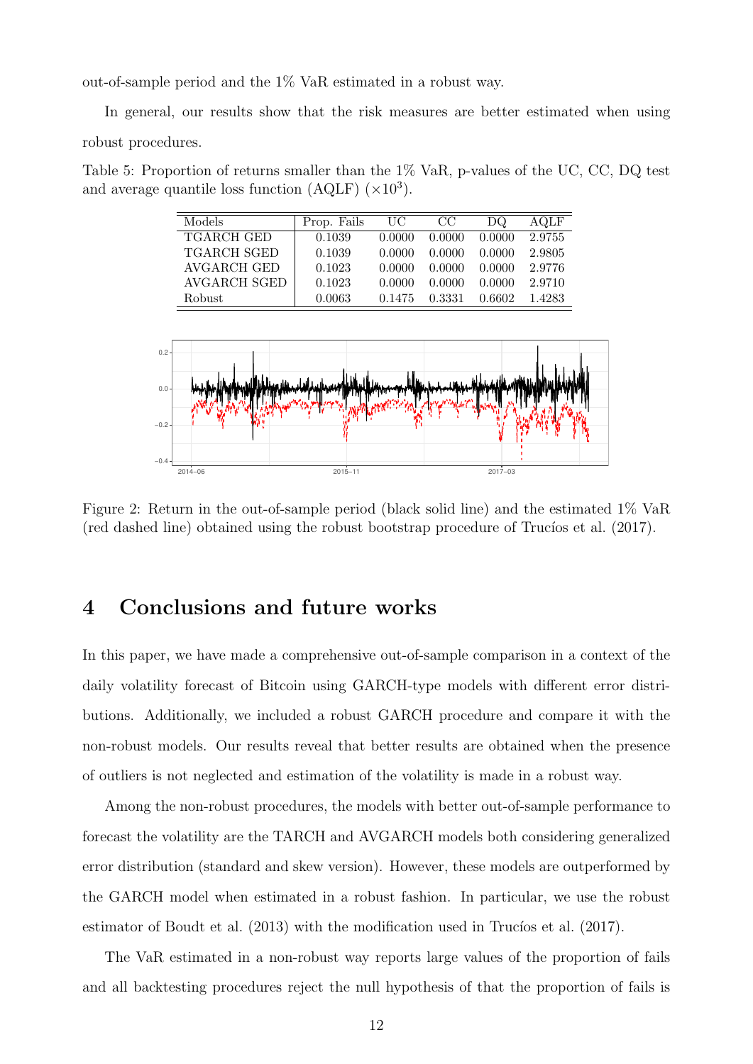out-of-sample period and the 1% VaR estimated in a robust way.

In general, our results show that the risk measures are better estimated when using robust procedures.

Table 5: Proportion of returns smaller than the 1% VaR, p-values of the UC, CC, DQ test and average quantile loss function (AQLF) ($\times 10^3$).

| Models | Prop. Fails | UC | CC | DQ | AQLF |
|---|---|---|---|---|---|
| TGARCH GED | 0.1039 | 0.0000 | 0.0000 | 0.0000 | 2.9755 |
| TGARCH SGED | 0.1039 | 0.0000 | 0.0000 | 0.0000 | 2.9805 |
| AVGARCH GED | 0.1023 | 0.0000 | 0.0000 | 0.0000 | 2.9776 |
| AVGARCH SGED | 0.1023 | 0.0000 | 0.0000 | 0.0000 | 2.9710 |
| Robust | 0.0063 | 0.1475 | 0.3331 | 0.6602 | 1.4283 |

Figure 2: Return in the out-of-sample period (black solid line) and the estimated 1% VaR (red dashed line) obtained using the robust bootstrap procedure of Trucíos et al. (2017).

# 4 Conclusions and future works

In this paper, we have made a comprehensive out-of-sample comparison in a context of the daily volatility forecast of Bitcoin using GARCH-type models with different error distributions. Additionally, we included a robust GARCH procedure and compare it with the non-robust models. Our results reveal that better results are obtained when the presence of outliers is not neglected and estimation of the volatility is made in a robust way.

Among the non-robust procedures, the models with better out-of-sample performance to forecast the volatility are the TARCH and AVGARCH models both considering generalized error distribution (standard and skew version). However, these models are outperformed by the GARCH model when estimated in a robust fashion. In particular, we use the robust estimator of Boudt et al. (2013) with the modification used in Trucíos et al. (2017).

The VaR estimated in a non-robust way reports large values of the proportion of fails and all backtesting procedures reject the null hypothesis of that the proportion of fails is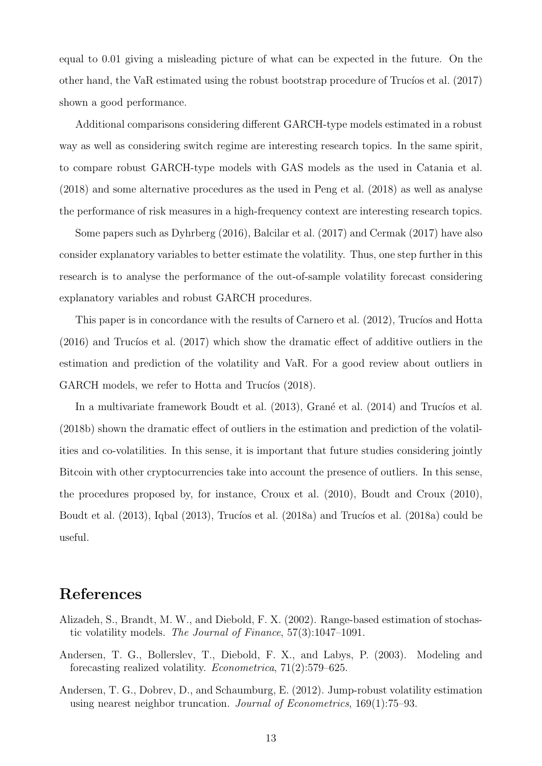equal to 0.01 giving a misleading picture of what can be expected in the future. On the other hand, the VaR estimated using the robust bootstrap procedure of Trucíos et al. (2017) shown a good performance.

Additional comparisons considering different GARCH-type models estimated in a robust way as well as considering switch regime are interesting research topics. In the same spirit, to compare robust GARCH-type models with GAS models as the used in Catania et al. (2018) and some alternative procedures as the used in Peng et al. (2018) as well as analyse the performance of risk measures in a high-frequency context are interesting research topics.

Some papers such as Dyhrberg (2016), Balcilar et al. (2017) and Cermak (2017) have also consider explanatory variables to better estimate the volatility. Thus, one step further in this research is to analyse the performance of the out-of-sample volatility forecast considering explanatory variables and robust GARCH procedures.

This paper is in concordance with the results of Carnero et al. (2012), Trucíos and Hotta (2016) and Trucíos et al. (2017) which show the dramatic effect of additive outliers in the estimation and prediction of the volatility and VaR. For a good review about outliers in GARCH models, we refer to Hotta and Trucíos (2018).

In a multivariate framework Boudt et al. (2013), Grané et al. (2014) and Trucíos et al. (2018b) shown the dramatic effect of outliers in the estimation and prediction of the volatilities and co-volatilities. In this sense, it is important that future studies considering jointly Bitcoin with other cryptocurrencies take into account the presence of outliers. In this sense, the procedures proposed by, for instance, Croux et al. (2010), Boudt and Croux (2010), Boudt et al. (2013), Iqbal (2013), Trucíos et al. (2018a) and Trucíos et al. (2018a) could be useful.

# References

Alizadeh, S., Brandt, M. W., and Diebold, F. X. (2002). Range-based estimation of stochastic volatility models. *The Journal of Finance*, 57(3):1047–1091.

Andersen, T. G., Bollerslev, T., Diebold, F. X., and Labys, P. (2003). Modeling and forecasting realized volatility. *Econometrica*, 71(2):579–625.

Andersen, T. G., Dobrev, D., and Schaumburg, E. (2012). Jump-robust volatility estimation using nearest neighbor truncation. *Journal of Econometrics*, 169(1):75–93.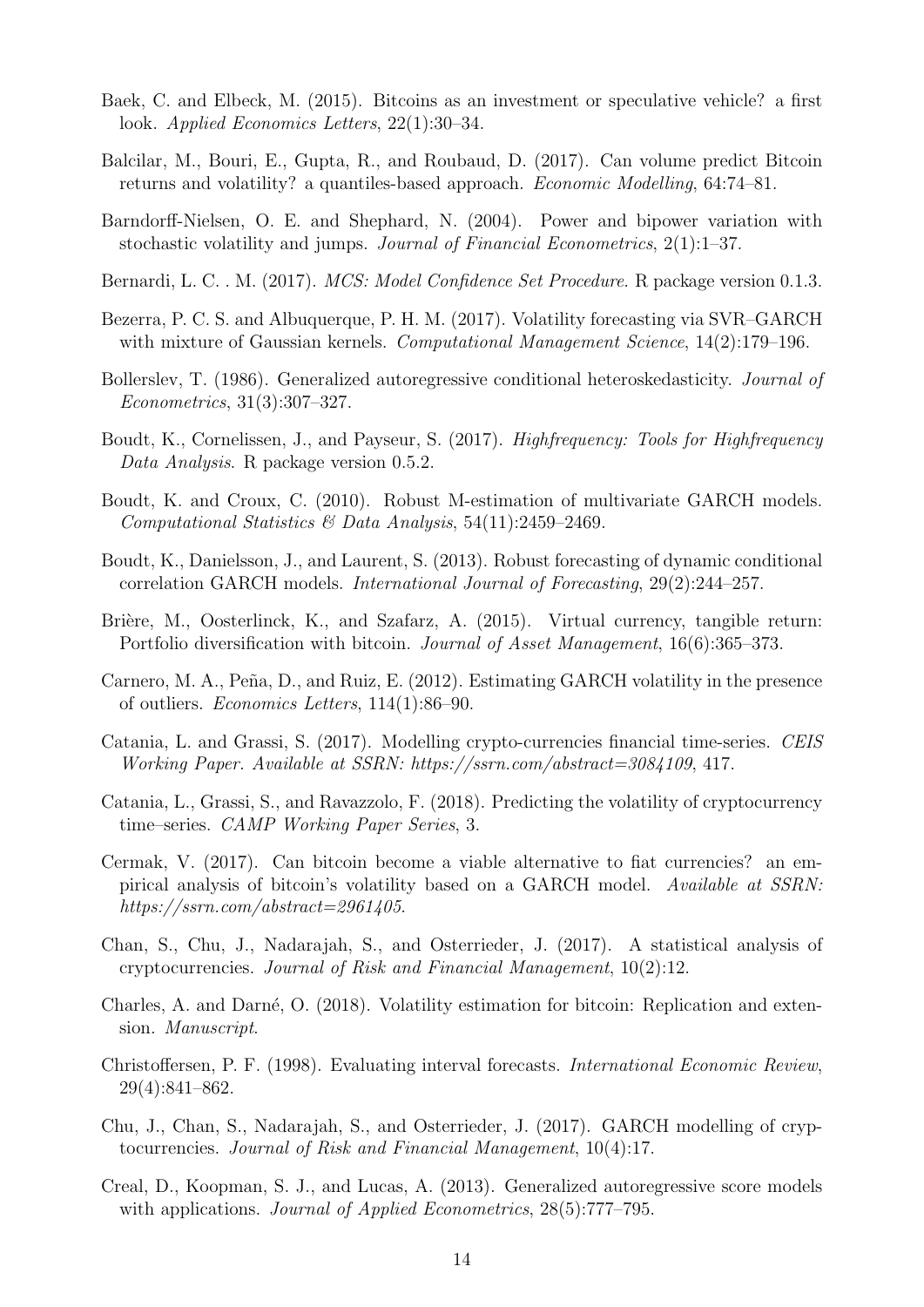Baek, C. and Elbeck, M. (2015). Bitcoins as an investment or speculative vehicle? a first look. *Applied Economics Letters*, 22(1):30–34.

Balcilar, M., Bouri, E., Gupta, R., and Roubaud, D. (2017). Can volume predict Bitcoin returns and volatility? a quantiles-based approach. *Economic Modelling*, 64:74–81.

Barndorff-Nielsen, O. E. and Shephard, N. (2004). Power and bipower variation with stochastic volatility and jumps. *Journal of Financial Econometrics*, 2(1):1–37.

Bernardi, L. C. . M. (2017). *MCS: Model Confidence Set Procedure*. R package version 0.1.3.

Bezerra, P. C. S. and Albuquerque, P. H. M. (2017). Volatility forecasting via SVR–GARCH with mixture of Gaussian kernels. *Computational Management Science*, 14(2):179–196.

Bollerslev, T. (1986). Generalized autoregressive conditional heteroskedasticity. *Journal of Econometrics*, 31(3):307–327.

Boudt, K., Cornelissen, J., and Payseur, S. (2017). *Highfrequency: Tools for Highfrequency Data Analysis*. R package version 0.5.2.

Boudt, K. and Croux, C. (2010). Robust M-estimation of multivariate GARCH models. *Computational Statistics & Data Analysis*, 54(11):2459–2469.

Boudt, K., Danielsson, J., and Laurent, S. (2013). Robust forecasting of dynamic conditional correlation GARCH models. *International Journal of Forecasting*, 29(2):244–257.

Brière, M., Oosterlinck, K., and Szafarz, A. (2015). Virtual currency, tangible return: Portfolio diversification with bitcoin. *Journal of Asset Management*, 16(6):365–373.

Carnero, M. A., Peña, D., and Ruiz, E. (2012). Estimating GARCH volatility in the presence of outliers. *Economics Letters*, 114(1):86–90.

Catania, L. and Grassi, S. (2017). Modelling crypto-currencies financial time-series. *CEIS Working Paper. Available at SSRN: https://ssrn.com/abstract=3084109*, 417.

Catania, L., Grassi, S., and Ravazzolo, F. (2018). Predicting the volatility of cryptocurrency time–series. *CAMP Working Paper Series*, 3.

Cermak, V. (2017). Can bitcoin become a viable alternative to fiat currencies? an empirical analysis of bitcoin's volatility based on a GARCH model. *Available at SSRN: https://ssrn.com/abstract=2961405*.

Chan, S., Chu, J., Nadarajah, S., and Osterrieder, J. (2017). A statistical analysis of cryptocurrencies. *Journal of Risk and Financial Management*, 10(2):12.

Charles, A. and Darné, O. (2018). Volatility estimation for bitcoin: Replication and extension. *Manuscript*.

Christoffersen, P. F. (1998). Evaluating interval forecasts. *International Economic Review*, 29(4):841–862.

Chu, J., Chan, S., Nadarajah, S., and Osterrieder, J. (2017). GARCH modelling of cryptocurrencies. *Journal of Risk and Financial Management*, 10(4):17.

Creal, D., Koopman, S. J., and Lucas, A. (2013). Generalized autoregressive score models with applications. *Journal of Applied Econometrics*, 28(5):777–795.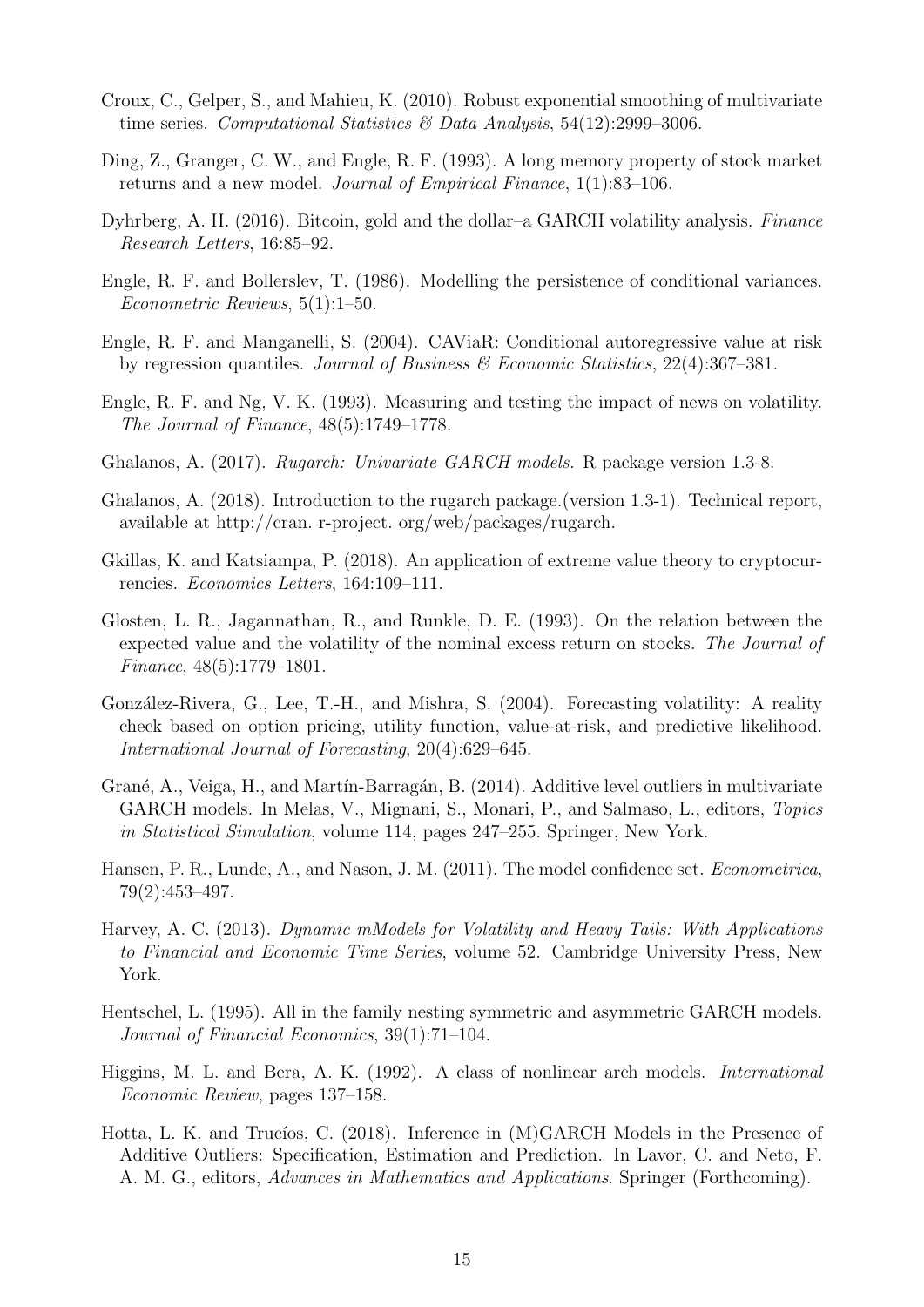Croux, C., Gelper, S., and Mahieu, K. (2010). Robust exponential smoothing of multivariate time series. *Computational Statistics & Data Analysis*, 54(12):2999–3006.

Ding, Z., Granger, C. W., and Engle, R. F. (1993). A long memory property of stock market returns and a new model. *Journal of Empirical Finance*, 1(1):83–106.

Dyhrberg, A. H. (2016). Bitcoin, gold and the dollar–a GARCH volatility analysis. *Finance Research Letters*, 16:85–92.

Engle, R. F. and Bollerslev, T. (1986). Modelling the persistence of conditional variances. *Econometric Reviews*, 5(1):1–50.

Engle, R. F. and Manganelli, S. (2004). CAViaR: Conditional autoregressive value at risk by regression quantiles. *Journal of Business & Economic Statistics*, 22(4):367–381.

Engle, R. F. and Ng, V. K. (1993). Measuring and testing the impact of news on volatility. *The Journal of Finance*, 48(5):1749–1778.

Ghalanos, A. (2017). *Rugarch: Univariate GARCH models.* R package version 1.3-8.

Ghalanos, A. (2018). Introduction to the rugarch package.(version 1.3-1). Technical report, available at http://cran. r-project. org/web/packages/rugarch.

Gkillas, K. and Katsiampa, P. (2018). An application of extreme value theory to cryptocurrencies. *Economics Letters*, 164:109–111.

Glosten, L. R., Jagannathan, R., and Runkle, D. E. (1993). On the relation between the expected value and the volatility of the nominal excess return on stocks. *The Journal of Finance*, 48(5):1779–1801.

González-Rivera, G., Lee, T.-H., and Mishra, S. (2004). Forecasting volatility: A reality check based on option pricing, utility function, value-at-risk, and predictive likelihood. *International Journal of Forecasting*, 20(4):629–645.

Grané, A., Veiga, H., and Martín-Barragán, B. (2014). Additive level outliers in multivariate GARCH models. In Melas, V., Mignani, S., Monari, P., and Salmaso, L., editors, *Topics in Statistical Simulation*, volume 114, pages 247–255. Springer, New York.

Hansen, P. R., Lunde, A., and Nason, J. M. (2011). The model confidence set. *Econometrica*, 79(2):453–497.

Harvey, A. C. (2013). *Dynamic mModels for Volatility and Heavy Tails: With Applications to Financial and Economic Time Series*, volume 52. Cambridge University Press, New York.

Hentschel, L. (1995). All in the family nesting symmetric and asymmetric GARCH models. *Journal of Financial Economics*, 39(1):71–104.

Higgins, M. L. and Bera, A. K. (1992). A class of nonlinear arch models. *International Economic Review*, pages 137–158.

Hotta, L. K. and Trucíos, C. (2018). Inference in (M)GARCH Models in the Presence of Additive Outliers: Specification, Estimation and Prediction. In Lavor, C. and Neto, F. A. M. G., editors, *Advances in Mathematics and Applications*. Springer (Forthcoming).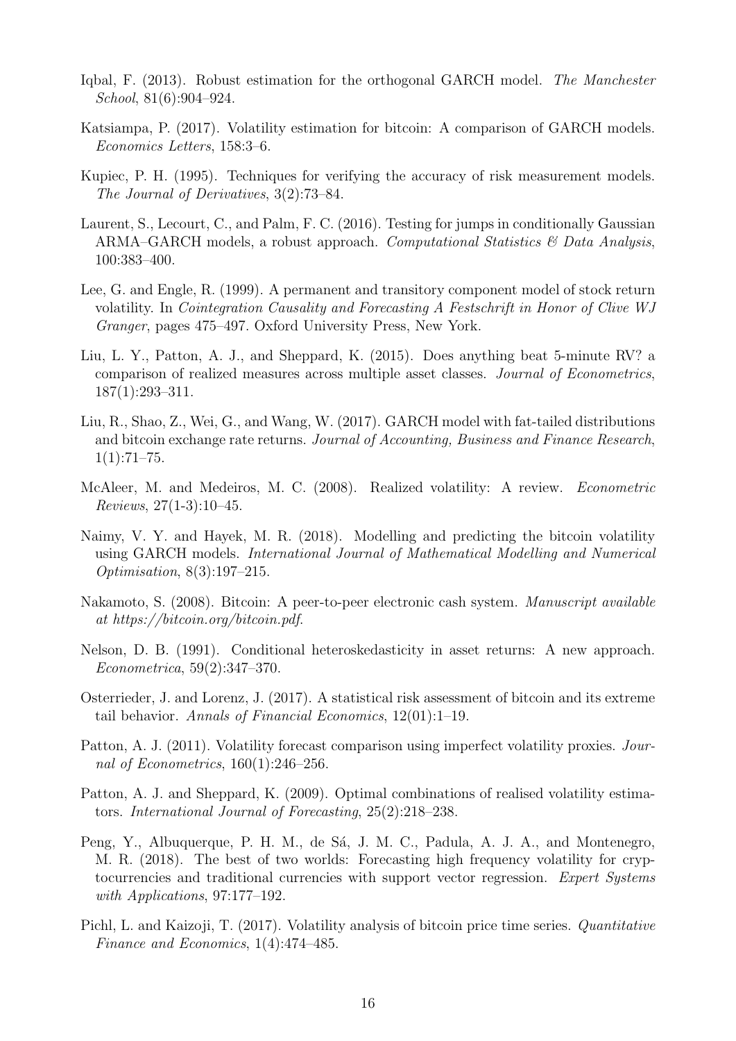Iqbal, F. (2013). Robust estimation for the orthogonal GARCH model. *The Manchester School*, 81(6):904–924.

Katsiampa, P. (2017). Volatility estimation for bitcoin: A comparison of GARCH models. *Economics Letters*, 158:3–6.

Kupiec, P. H. (1995). Techniques for verifying the accuracy of risk measurement models. *The Journal of Derivatives*, 3(2):73–84.

Laurent, S., Lecourt, C., and Palm, F. C. (2016). Testing for jumps in conditionally Gaussian ARMA–GARCH models, a robust approach. *Computational Statistics & Data Analysis*, 100:383–400.

Lee, G. and Engle, R. (1999). A permanent and transitory component model of stock return volatility. In *Cointegration Causality and Forecasting A Festschrift in Honor of Clive WJ Granger*, pages 475–497. Oxford University Press, New York.

Liu, L. Y., Patton, A. J., and Sheppard, K. (2015). Does anything beat 5-minute RV? a comparison of realized measures across multiple asset classes. *Journal of Econometrics*, 187(1):293–311.

Liu, R., Shao, Z., Wei, G., and Wang, W. (2017). GARCH model with fat-tailed distributions and bitcoin exchange rate returns. *Journal of Accounting, Business and Finance Research*, 1(1):71–75.

McAleer, M. and Medeiros, M. C. (2008). Realized volatility: A review. *Econometric Reviews*, 27(1-3):10–45.

Naimy, V. Y. and Hayek, M. R. (2018). Modelling and predicting the bitcoin volatility using GARCH models. *International Journal of Mathematical Modelling and Numerical Optimisation*, 8(3):197–215.

Nakamoto, S. (2008). Bitcoin: A peer-to-peer electronic cash system. *Manuscript available at https://bitcoin.org/bitcoin.pdf*.

Nelson, D. B. (1991). Conditional heteroskedasticity in asset returns: A new approach. *Econometrica*, 59(2):347–370.

Osterrieder, J. and Lorenz, J. (2017). A statistical risk assessment of bitcoin and its extreme tail behavior. *Annals of Financial Economics*, 12(01):1–19.

Patton, A. J. (2011). Volatility forecast comparison using imperfect volatility proxies. *Journal of Econometrics*, 160(1):246–256.

Patton, A. J. and Sheppard, K. (2009). Optimal combinations of realised volatility estimators. *International Journal of Forecasting*, 25(2):218–238.

Peng, Y., Albuquerque, P. H. M., de Sá, J. M. C., Padula, A. J. A., and Montenegro, M. R. (2018). The best of two worlds: Forecasting high frequency volatility for cryptocurrencies and traditional currencies with support vector regression. *Expert Systems with Applications*, 97:177–192.

Pichl, L. and Kaizoji, T. (2017). Volatility analysis of bitcoin price time series. *Quantitative Finance and Economics*, 1(4):474–485.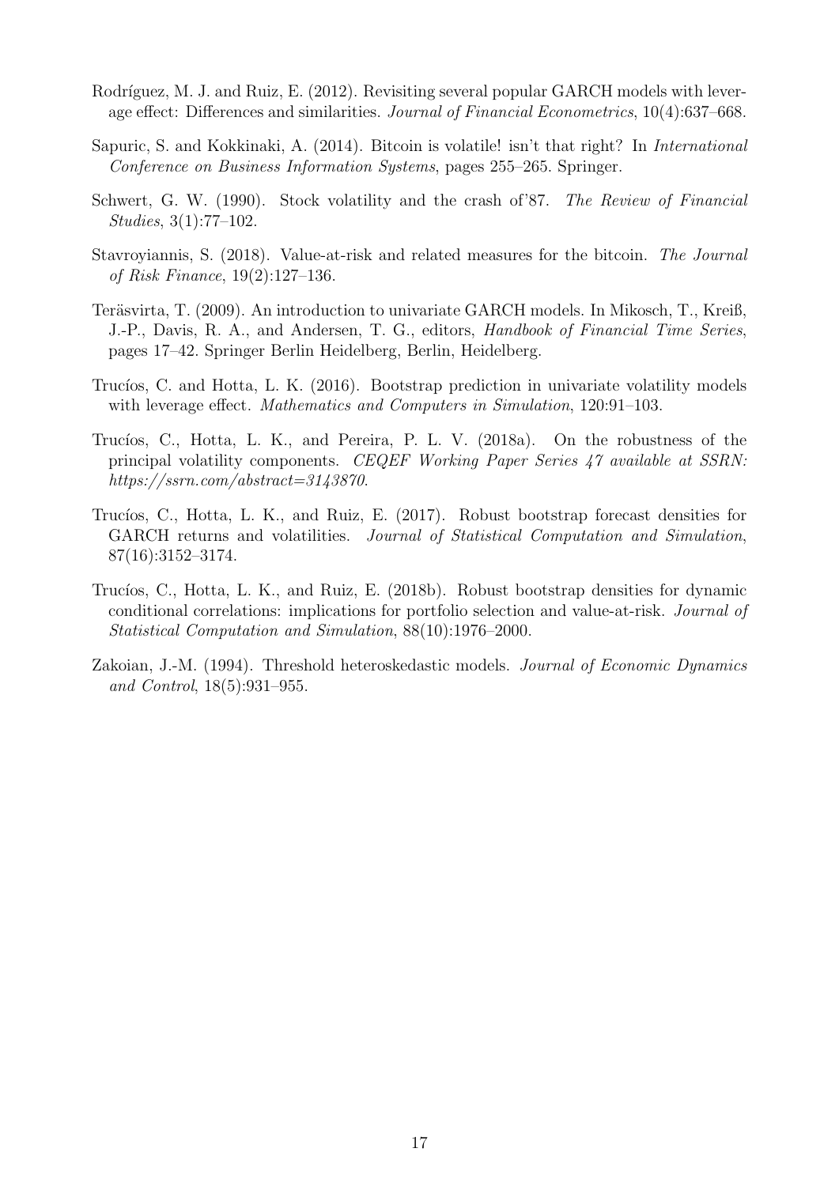Rodríguez, M. J. and Ruiz, E. (2012). Revisiting several popular GARCH models with leverage effect: Differences and similarities. *Journal of Financial Econometrics*, 10(4):637–668.

Sapuric, S. and Kokkinaki, A. (2014). Bitcoin is volatile! isn't that right? In *International Conference on Business Information Systems*, pages 255–265. Springer.

Schwert, G. W. (1990). Stock volatility and the crash of'87. *The Review of Financial Studies*, 3(1):77–102.

Stavroyiannis, S. (2018). Value-at-risk and related measures for the bitcoin. *The Journal of Risk Finance*, 19(2):127–136.

Teräsvirta, T. (2009). An introduction to univariate GARCH models. In Mikosch, T., Kreiß, J.-P., Davis, R. A., and Andersen, T. G., editors, *Handbook of Financial Time Series*, pages 17–42. Springer Berlin Heidelberg, Berlin, Heidelberg.

Trucíos, C. and Hotta, L. K. (2016). Bootstrap prediction in univariate volatility models with leverage effect. *Mathematics and Computers in Simulation*, 120:91–103.

Trucíos, C., Hotta, L. K., and Pereira, P. L. V. (2018a). On the robustness of the principal volatility components. *CEQEF Working Paper Series 47 available at SSRN: https://ssrn.com/abstract=3143870*.

Trucíos, C., Hotta, L. K., and Ruiz, E. (2017). Robust bootstrap forecast densities for GARCH returns and volatilities. *Journal of Statistical Computation and Simulation*, 87(16):3152–3174.

Trucíos, C., Hotta, L. K., and Ruiz, E. (2018b). Robust bootstrap densities for dynamic conditional correlations: implications for portfolio selection and value-at-risk. *Journal of Statistical Computation and Simulation*, 88(10):1976–2000.

Zakoian, J.-M. (1994). Threshold heteroskedastic models. *Journal of Economic Dynamics and Control*, 18(5):931–955.